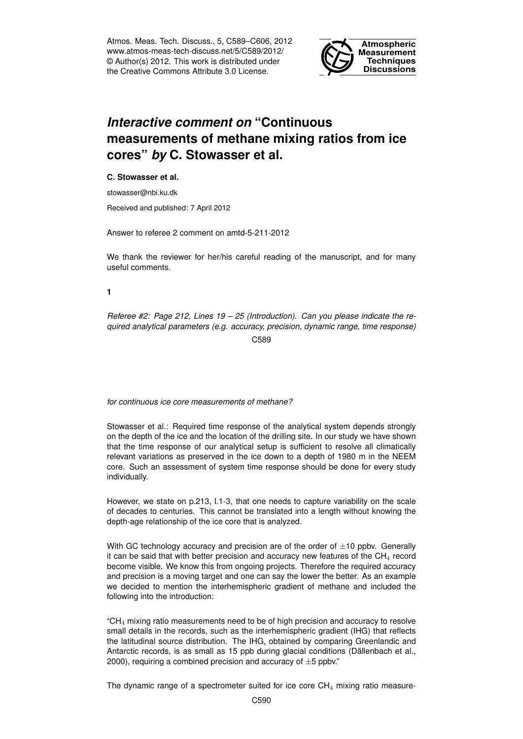Atmos. Meas. Tech. Discuss., 5, C589–C606, 2012
www.atmos-meas-tech-discuss.net/5/C589/2012/
© Author(s) 2012. This work is distributed under the Creative Commons Attribute 3.0 License.

# *Interactive comment on* "Continuous measurements of methane mixing ratios from ice cores" *by* C. Stowasser et al.

**C. Stowasser et al.**

stowasser@nbi.ku.dk

Received and published: 7 April 2012

Answer to referee 2 comment on amtd-5-211-2012

We thank the reviewer for her/his careful reading of the manuscript, and for many useful comments.

**1**

*Referee #2: Page 212, Lines 19 – 25 (Introduction). Can you please indicate the required analytical parameters (e.g. accuracy, precision, dynamic range, time response) for continuous ice core measurements of methane?*

Stowasser et al.: Required time response of the analytical system depends strongly on the depth of the ice and the location of the drilling site. In our study we have shown that the time response of our analytical setup is sufficient to resolve all climatically relevant variations as preserved in the ice down to a depth of 1980 m in the NEEM core. Such an assessment of system time response should be done for every study individually.

However, we state on p.213, l.1-3, that one needs to capture variability on the scale of decades to centuries. This cannot be translated into a length without knowing the depth-age relationship of the ice core that is analyzed.

With GC technology accuracy and precision are of the order of $\pm 10$ ppbv. Generally it can be said that with better precision and accuracy new features of the $CH_4$ record become visible. We know this from ongoing projects. Therefore the required accuracy and precision is a moving target and one can say the lower the better. As an example we decided to mention the interhemispheric gradient of methane and included the following into the introduction:

"$CH_4$ mixing ratio measurements need to be of high precision and accuracy to resolve small details in the records, such as the interhemispheric gradient (IHG) that reflects the latitudinal source distribution. The IHG, obtained by comparing Greenlandic and Antarctic records, is as small as 15 ppb during glacial conditions (Dällenbach et al., 2000), requiring a combined precision and accuracy of $\pm 5$ ppbv."

The dynamic range of a spectrometer suited for ice core $CH_4$ mixing ratio measure-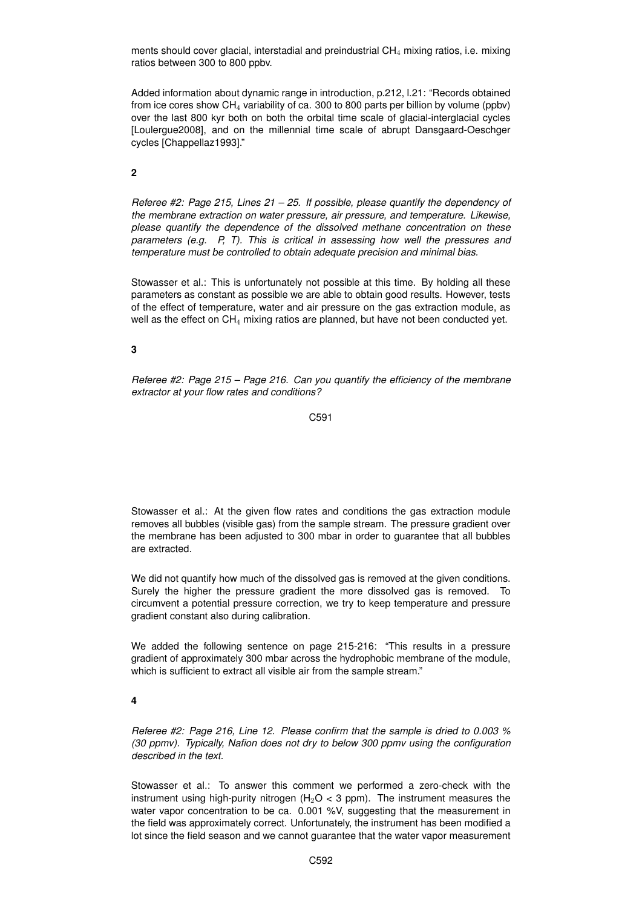ments should cover glacial, interstadial and preindustrial $CH_4$ mixing ratios, i.e. mixing ratios between 300 to 800 ppbv.

Added information about dynamic range in introduction, p.212, l.21: "Records obtained from ice cores show $CH_4$ variability of ca. 300 to 800 parts per billion by volume (ppbv) over the last 800 kyr both on both the orbital time scale of glacial-interglacial cycles [Loulergue2008], and on the millennial time scale of abrupt Dansgaard-Oeschger cycles [Chappellaz1993]."

**2**

*Referee #2: Page 215, Lines 21 – 25. If possible, please quantify the dependency of the membrane extraction on water pressure, air pressure, and temperature. Likewise, please quantify the dependence of the dissolved methane concentration on these parameters (e.g. P, T). This is critical in assessing how well the pressures and temperature must be controlled to obtain adequate precision and minimal bias.*

Stowasser et al.: This is unfortunately not possible at this time. By holding all these parameters as constant as possible we are able to obtain good results. However, tests of the effect of temperature, water and air pressure on the gas extraction module, as well as the effect on $CH_4$ mixing ratios are planned, but have not been conducted yet.

**3**

*Referee #2: Page 215 – Page 216. Can you quantify the efficiency of the membrane extractor at your flow rates and conditions?*

Stowasser et al.: At the given flow rates and conditions the gas extraction module removes all bubbles (visible gas) from the sample stream. The pressure gradient over the membrane has been adjusted to 300 mbar in order to guarantee that all bubbles are extracted.

We did not quantify how much of the dissolved gas is removed at the given conditions. Surely the higher the pressure gradient the more dissolved gas is removed. To circumvent a potential pressure correction, we try to keep temperature and pressure gradient constant also during calibration.

We added the following sentence on page 215-216: "This results in a pressure gradient of approximately 300 mbar across the hydrophobic membrane of the module, which is sufficient to extract all visible air from the sample stream."

**4**

*Referee #2: Page 216, Line 12. Please confirm that the sample is dried to 0.003 % (30 ppmv). Typically, Nafion does not dry to below 300 ppmv using the configuration described in the text.*

Stowasser et al.: To answer this comment we performed a zero-check with the instrument using high-purity nitrogen ($H_2O$ < 3 ppm). The instrument measures the water vapor concentration to be ca. 0.001 %V, suggesting that the measurement in the field was approximately correct. Unfortunately, the instrument has been modified a lot since the field season and we cannot guarantee that the water vapor measurement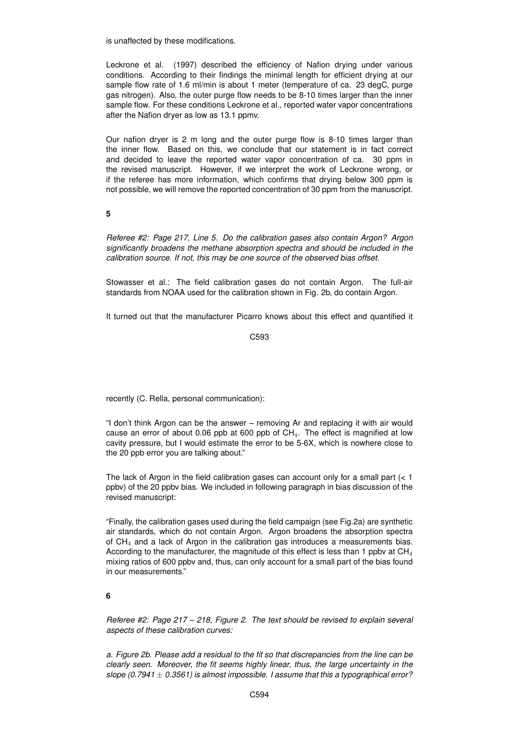is unaffected by these modifications.

Leckrone et al. (1997) described the efficiency of Nafion drying under various conditions. According to their findings the minimal length for efficient drying at our sample flow rate of 1.6 ml/min is about 1 meter (temperature of ca. 23 degC, purge gas nitrogen). Also, the outer purge flow needs to be 8-10 times larger than the inner sample flow. For these conditions Leckrone et al., reported water vapor concentrations after the Nafion dryer as low as 13.1 ppmv.

Our nafion dryer is 2 m long and the outer purge flow is 8-10 times larger than the inner flow. Based on this, we conclude that our statement is in fact correct and decided to leave the reported water vapor concentration of ca. 30 ppm in the revised manuscript. However, if we interpret the work of Leckrone wrong, or if the referee has more information, which confirms that drying below 300 ppm is not possible, we will remove the reported concentration of 30 ppm from the manuscript.

**5**

*Referee #2: Page 217, Line 5. Do the calibration gases also contain Argon? Argon significantly broadens the methane absorption spectra and should be included in the calibration source. If not, this may be one source of the observed bias offset.*

Stowasser et al.: The field calibration gases do not contain Argon. The full-air standards from NOAA used for the calibration shown in Fig. 2b, do contain Argon.

It turned out that the manufacturer Picarro knows about this effect and quantified it recently (C. Rella, personal communication):

"I don't think Argon can be the answer – removing Ar and replacing it with air would cause an error of about 0.06 ppb at 600 ppb of $CH_4$. The effect is magnified at low cavity pressure, but I would estimate the error to be 5-6X, which is nowhere close to the 20 ppb error you are talking about."

The lack of Argon in the field calibration gases can account only for a small part (< 1 ppbv) of the 20 ppbv bias. We included in following paragraph in bias discussion of the revised manuscript:

"Finally, the calibration gases used during the field campaign (see Fig.2a) are synthetic air standards, which do not contain Argon. Argon broadens the absorption spectra of $CH_4$ and a lack of Argon in the calibration gas introduces a measurements bias. According to the manufacturer, the magnitude of this effect is less than 1 ppbv at $CH_4$ mixing ratios of 600 ppbv and, thus, can only account for a small part of the bias found in our measurements."

**6**

*Referee #2: Page 217 – 218, Figure 2. The text should be revised to explain several aspects of these calibration curves:*

*a. Figure 2b. Please add a residual to the fit so that discrepancies from the line can be clearly seen. Moreover, the fit seems highly linear, thus, the large uncertainty in the slope (0.7941 $\pm$ 0.3561) is almost impossible. I assume that this a typographical error?*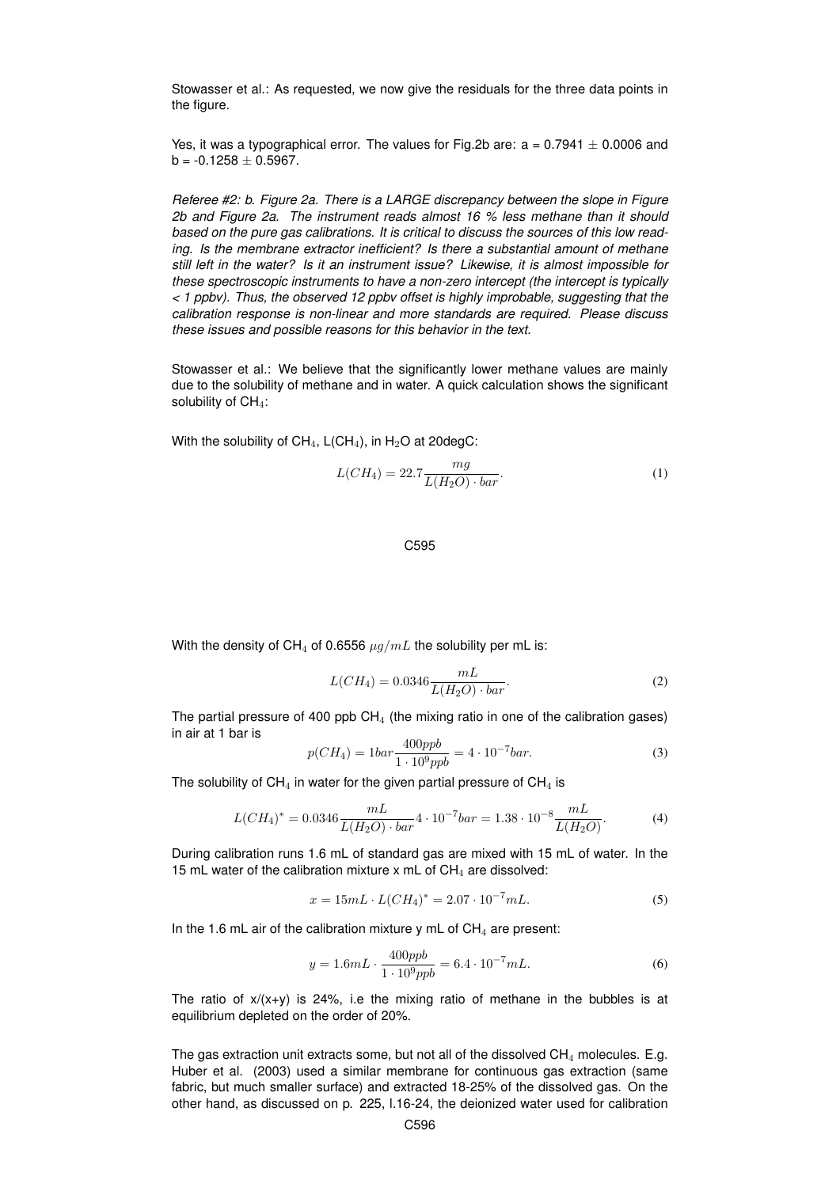Stowasser et al.: As requested, we now give the residuals for the three data points in the figure.

Yes, it was a typographical error. The values for Fig.2b are: a = 0.7941 ± 0.0006 and b = -0.1258 ± 0.5967.

*Referee #2: b. Figure 2a. There is a LARGE discrepancy between the slope in Figure 2b and Figure 2a. The instrument reads almost 16 % less methane than it should based on the pure gas calibrations. It is critical to discuss the sources of this low reading. Is the membrane extractor inefficient? Is there a substantial amount of methane still left in the water? Is it an instrument issue? Likewise, it is almost impossible for these spectroscopic instruments to have a non-zero intercept (the intercept is typically < 1 ppbv). Thus, the observed 12 ppbv offset is highly improbable, suggesting that the calibration response is non-linear and more standards are required. Please discuss these issues and possible reasons for this behavior in the text.*

Stowasser et al.: We believe that the significantly lower methane values are mainly due to the solubility of methane and in water. A quick calculation shows the significant solubility of $CH_4$:

With the solubility of $CH_4$, L($CH_4$), in $H_2O$ at 20degC:

$$L(CH_4) = 22.7 \frac{mg}{L(H_2O) \cdot bar}. \tag{1}$$

With the density of $CH_4$ of 0.6556 $\mu g/mL$ the solubility per mL is:

$$L(CH_4) = 0.0346 \frac{mL}{L(H_2O) \cdot bar}. \tag{2}$$

The partial pressure of 400 ppb $CH_4$ (the mixing ratio in one of the calibration gases) in air at 1 bar is

$$p(CH_4) = 1bar \frac{400ppb}{1 \cdot 10^9 ppb} = 4 \cdot 10^{-7} bar. \tag{3}$$

The solubility of $CH_4$ in water for the given partial pressure of $CH_4$ is

$$L(CH_4)^* = 0.0346 \frac{mL}{L(H_2O) \cdot bar} 4 \cdot 10^{-7} bar = 1.38 \cdot 10^{-8} \frac{mL}{L(H_2O)}. \tag{4}$$

During calibration runs 1.6 mL of standard gas are mixed with 15 mL of water. In the 15 mL water of the calibration mixture x mL of $CH_4$ are dissolved:

$$x = 15mL \cdot L(CH_4)^* = 2.07 \cdot 10^{-7} mL. \tag{5}$$

In the 1.6 mL air of the calibration mixture y mL of $CH_4$ are present:

$$y = 1.6mL \cdot \frac{400ppb}{1 \cdot 10^9 ppb} = 6.4 \cdot 10^{-7} mL. \tag{6}$$

The ratio of x/(x+y) is 24%, i.e the mixing ratio of methane in the bubbles is at equilibrium depleted on the order of 20%.

The gas extraction unit extracts some, but not all of the dissolved $CH_4$ molecules. E.g. Huber et al. (2003) used a similar membrane for continuous gas extraction (same fabric, but much smaller surface) and extracted 18-25% of the dissolved gas. On the other hand, as discussed on p. 225, l.16-24, the deionized water used for calibration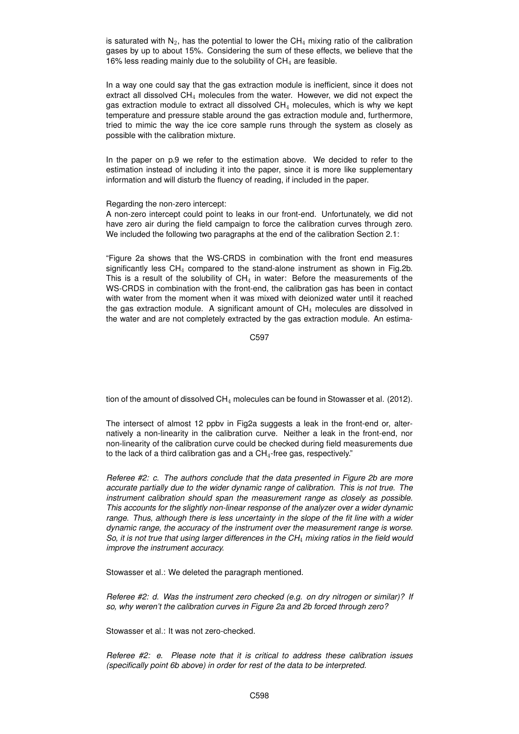is saturated with $N_2$, has the potential to lower the $CH_4$ mixing ratio of the calibration gases by up to about 15%. Considering the sum of these effects, we believe that the 16% less reading mainly due to the solubility of $CH_4$ are feasible.

In a way one could say that the gas extraction module is inefficient, since it does not extract all dissolved $CH_4$ molecules from the water. However, we did not expect the gas extraction module to extract all dissolved $CH_4$ molecules, which is why we kept temperature and pressure stable around the gas extraction module and, furthermore, tried to mimic the way the ice core sample runs through the system as closely as possible with the calibration mixture.

In the paper on p.9 we refer to the estimation above. We decided to refer to the estimation instead of including it into the paper, since it is more like supplementary information and will disturb the fluency of reading, if included in the paper.

Regarding the non-zero intercept:
A non-zero intercept could point to leaks in our front-end. Unfortunately, we did not have zero air during the field campaign to force the calibration curves through zero. We included the following two paragraphs at the end of the calibration Section 2.1:

"Figure 2a shows that the WS-CRDS in combination with the front end measures significantly less $CH_4$ compared to the stand-alone instrument as shown in Fig.2b. This is a result of the solubility of $CH_4$ in water: Before the measurements of the WS-CRDS in combination with the front-end, the calibration gas has been in contact with water from the moment when it was mixed with deionized water until it reached the gas extraction module. A significant amount of $CH_4$ molecules are dissolved in the water and are not completely extracted by the gas extraction module. An estimation of the amount of dissolved $CH_4$ molecules can be found in Stowasser et al. (2012).

The intersect of almost 12 ppbv in Fig2a suggests a leak in the front-end or, alternatively a non-linearity in the calibration curve. Neither a leak in the front-end, nor non-linearity of the calibration curve could be checked during field measurements due to the lack of a third calibration gas and a $CH_4$-free gas, respectively."

*Referee #2: c. The authors conclude that the data presented in Figure 2b are more accurate partially due to the wider dynamic range of calibration. This is not true. The instrument calibration should span the measurement range as closely as possible. This accounts for the slightly non-linear response of the analyzer over a wider dynamic range. Thus, although there is less uncertainty in the slope of the fit line with a wider dynamic range, the accuracy of the instrument over the measurement range is worse. So, it is not true that using larger differences in the $CH_4$ mixing ratios in the field would improve the instrument accuracy.*

Stowasser et al.: We deleted the paragraph mentioned.

*Referee #2: d. Was the instrument zero checked (e.g. on dry nitrogen or similar)? If so, why weren't the calibration curves in Figure 2a and 2b forced through zero?*

Stowasser et al.: It was not zero-checked.

*Referee #2: e. Please note that it is critical to address these calibration issues (specifically point 6b above) in order for rest of the data to be interpreted.*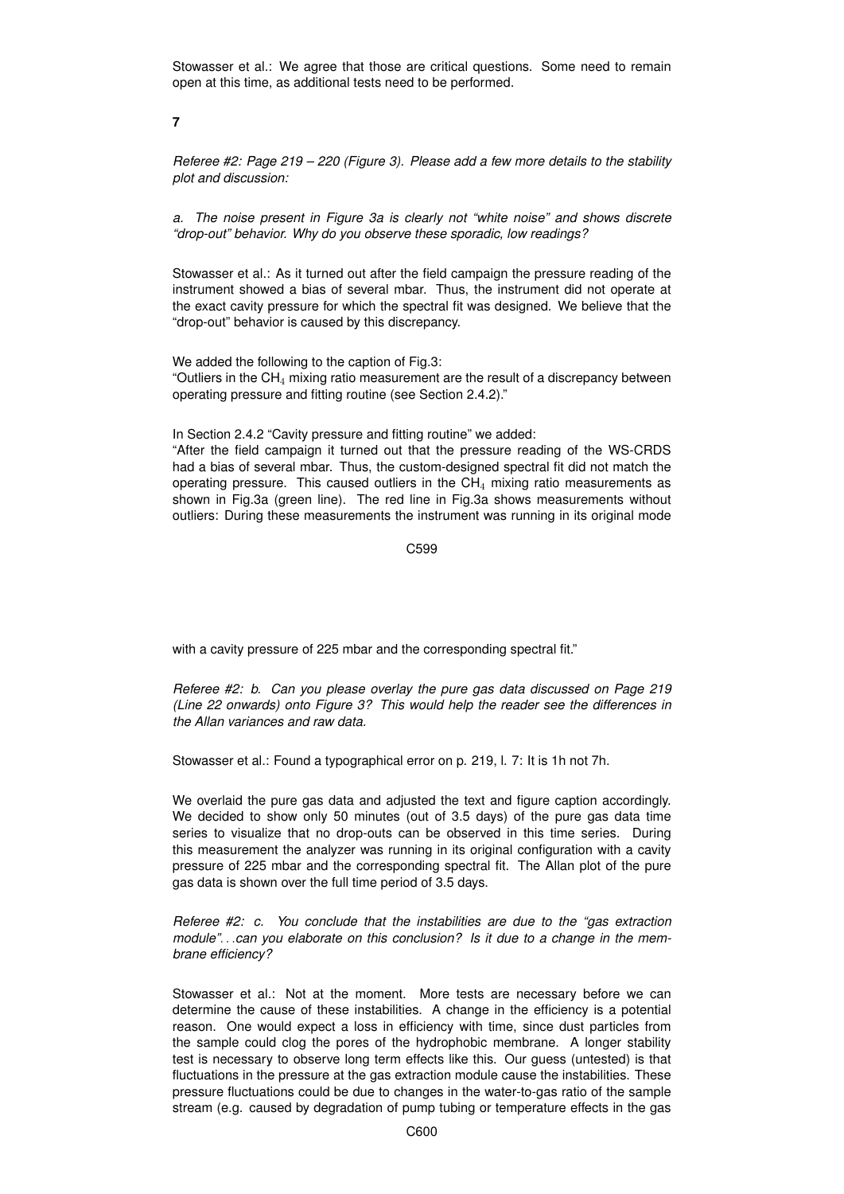Stowasser et al.: We agree that those are critical questions. Some need to remain open at this time, as additional tests need to be performed.

**7**

*Referee #2: Page 219 – 220 (Figure 3). Please add a few more details to the stability plot and discussion:*

*a. The noise present in Figure 3a is clearly not "white noise" and shows discrete "drop-out" behavior. Why do you observe these sporadic, low readings?*

Stowasser et al.: As it turned out after the field campaign the pressure reading of the instrument showed a bias of several mbar. Thus, the instrument did not operate at the exact cavity pressure for which the spectral fit was designed. We believe that the "drop-out" behavior is caused by this discrepancy.

We added the following to the caption of Fig.3:
"Outliers in the $CH_4$ mixing ratio measurement are the result of a discrepancy between operating pressure and fitting routine (see Section 2.4.2)."

In Section 2.4.2 "Cavity pressure and fitting routine" we added:
"After the field campaign it turned out that the pressure reading of the WS-CRDS had a bias of several mbar. Thus, the custom-designed spectral fit did not match the operating pressure. This caused outliers in the $CH_4$ mixing ratio measurements as shown in Fig.3a (green line). The red line in Fig.3a shows measurements without outliers: During these measurements the instrument was running in its original mode with a cavity pressure of 225 mbar and the corresponding spectral fit."

*Referee #2: b. Can you please overlay the pure gas data discussed on Page 219 (Line 22 onwards) onto Figure 3? This would help the reader see the differences in the Allan variances and raw data.*

Stowasser et al.: Found a typographical error on p. 219, l. 7: It is 1h not 7h.

We overlaid the pure gas data and adjusted the text and figure caption accordingly. We decided to show only 50 minutes (out of 3.5 days) of the pure gas data time series to visualize that no drop-outs can be observed in this time series. During this measurement the analyzer was running in its original configuration with a cavity pressure of 225 mbar and the corresponding spectral fit. The Allan plot of the pure gas data is shown over the full time period of 3.5 days.

*Referee #2: c. You conclude that the instabilities are due to the "gas extraction module"...can you elaborate on this conclusion? Is it due to a change in the membrane efficiency?*

Stowasser et al.: Not at the moment. More tests are necessary before we can determine the cause of these instabilities. A change in the efficiency is a potential reason. One would expect a loss in efficiency with time, since dust particles from the sample could clog the pores of the hydrophobic membrane. A longer stability test is necessary to observe long term effects like this. Our guess (untested) is that fluctuations in the pressure at the gas extraction module cause the instabilities. These pressure fluctuations could be due to changes in the water-to-gas ratio of the sample stream (e.g. caused by degradation of pump tubing or temperature effects in the gas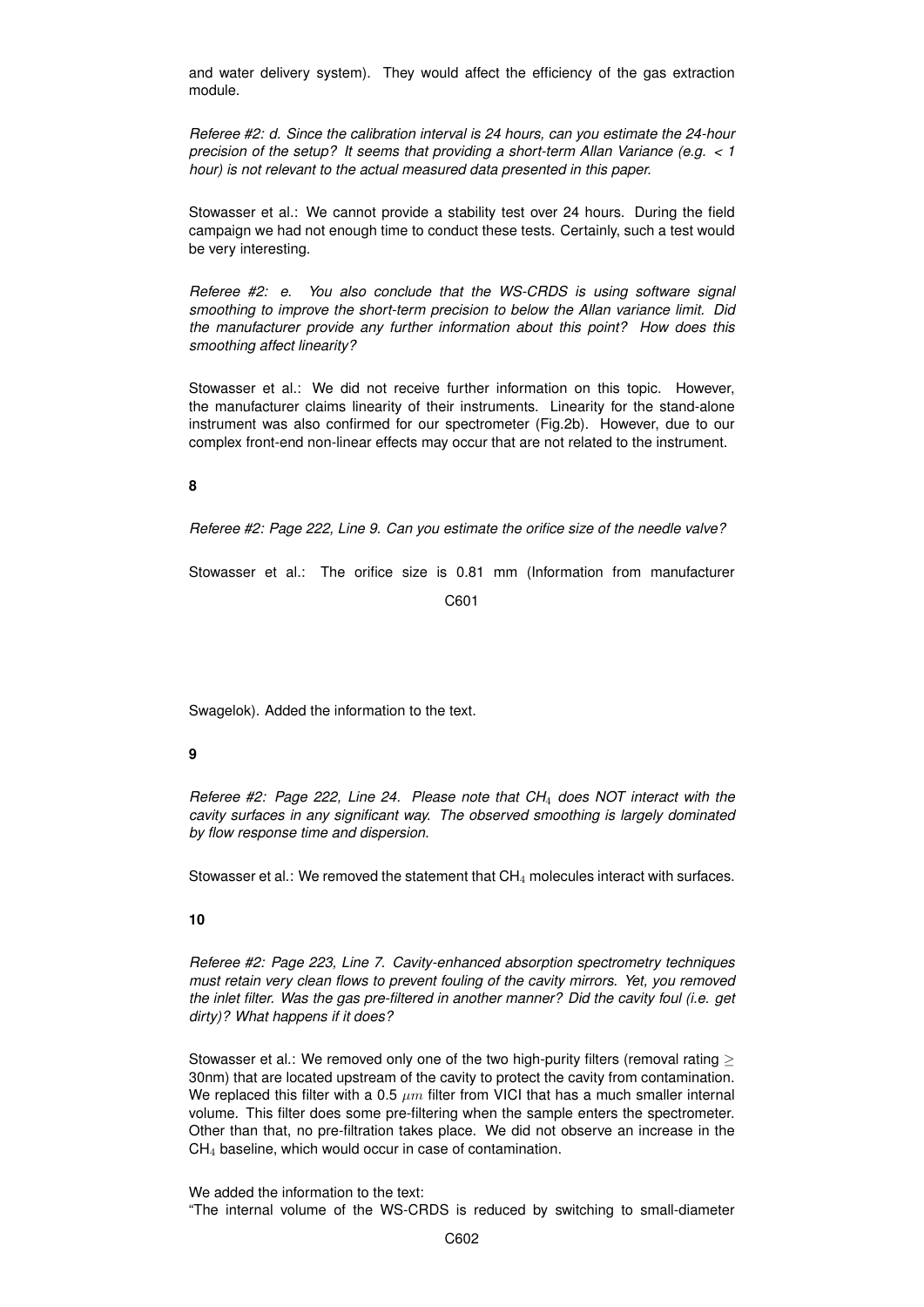and water delivery system). They would affect the efficiency of the gas extraction module.

*Referee #2: d. Since the calibration interval is 24 hours, can you estimate the 24-hour precision of the setup? It seems that providing a short-term Allan Variance (e.g. < 1 hour) is not relevant to the actual measured data presented in this paper.*

Stowasser et al.: We cannot provide a stability test over 24 hours. During the field campaign we had not enough time to conduct these tests. Certainly, such a test would be very interesting.

*Referee #2: e. You also conclude that the WS-CRDS is using software signal smoothing to improve the short-term precision to below the Allan variance limit. Did the manufacturer provide any further information about this point? How does this smoothing affect linearity?*

Stowasser et al.: We did not receive further information on this topic. However, the manufacturer claims linearity of their instruments. Linearity for the stand-alone instrument was also confirmed for our spectrometer (Fig.2b). However, due to our complex front-end non-linear effects may occur that are not related to the instrument.

**8**

*Referee #2: Page 222, Line 9. Can you estimate the orifice size of the needle valve?*

Stowasser et al.: The orifice size is 0.81 mm (Information from manufacturer Swagelok). Added the information to the text.

**9**

*Referee #2: Page 222, Line 24. Please note that $CH_4$ does NOT interact with the cavity surfaces in any significant way. The observed smoothing is largely dominated by flow response time and dispersion.*

Stowasser et al.: We removed the statement that $CH_4$ molecules interact with surfaces.

**10**

*Referee #2: Page 223, Line 7. Cavity-enhanced absorption spectrometry techniques must retain very clean flows to prevent fouling of the cavity mirrors. Yet, you removed the inlet filter. Was the gas pre-filtered in another manner? Did the cavity foul (i.e. get dirty)? What happens if it does?*

Stowasser et al.: We removed only one of the two high-purity filters (removal rating $\geq$ 30nm) that are located upstream of the cavity to protect the cavity from contamination. We replaced this filter with a 0.5 $\mu m$ filter from VICI that has a much smaller internal volume. This filter does some pre-filtering when the sample enters the spectrometer. Other than that, no pre-filtration takes place. We did not observe an increase in the $CH_4$ baseline, which would occur in case of contamination.

We added the information to the text:
"The internal volume of the WS-CRDS is reduced by switching to small-diameter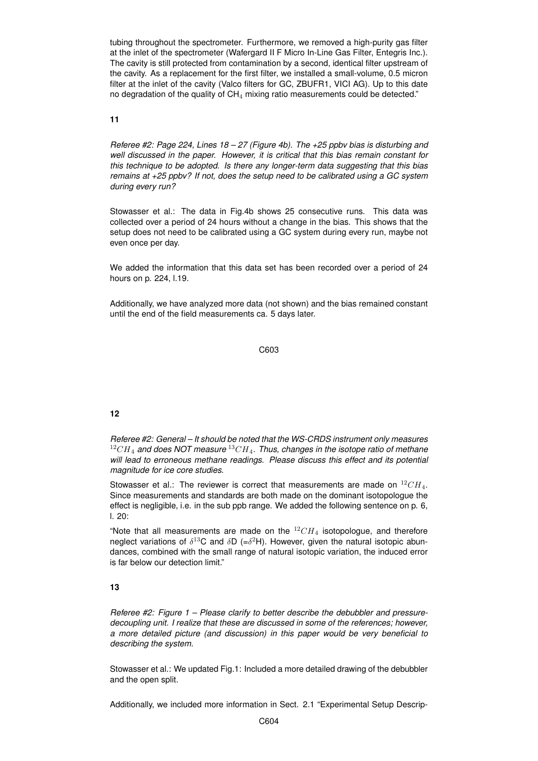tubing throughout the spectrometer. Furthermore, we removed a high-purity gas filter at the inlet of the spectrometer (Wafergard II F Micro In-Line Gas Filter, Entegris Inc.). The cavity is still protected from contamination by a second, identical filter upstream of the cavity. As a replacement for the first filter, we installed a small-volume, 0.5 micron filter at the inlet of the cavity (Valco filters for GC, ZBUFR1, VICI AG). Up to this date no degradation of the quality of $CH_4$ mixing ratio measurements could be detected."

**11**

*Referee #2: Page 224, Lines 18 – 27 (Figure 4b). The +25 ppbv bias is disturbing and well discussed in the paper. However, it is critical that this bias remain constant for this technique to be adopted. Is there any longer-term data suggesting that this bias remains at +25 ppbv? If not, does the setup need to be calibrated using a GC system during every run?*

Stowasser et al.: The data in Fig.4b shows 25 consecutive runs. This data was collected over a period of 24 hours without a change in the bias. This shows that the setup does not need to be calibrated using a GC system during every run, maybe not even once per day.

We added the information that this data set has been recorded over a period of 24 hours on p. 224, l.19.

Additionally, we have analyzed more data (not shown) and the bias remained constant until the end of the field measurements ca. 5 days later.

**12**

*Referee #2: General – It should be noted that the WS-CRDS instrument only measures $^{12}CH_4$ and does NOT measure $^{13}CH_4$. Thus, changes in the isotope ratio of methane will lead to erroneous methane readings. Please discuss this effect and its potential magnitude for ice core studies.*

Stowasser et al.: The reviewer is correct that measurements are made on $^{12}CH_4$. Since measurements and standards are both made on the dominant isotopologue the effect is negligible, i.e. in the sub ppb range. We added the following sentence on p. 6, l. 20:

"Note that all measurements are made on the $^{12}CH_4$ isotopologue, and therefore neglect variations of $\delta^{13}$C and $\delta$D (=$\delta^{2}$H). However, given the natural isotopic abundances, combined with the small range of natural isotopic variation, the induced error is far below our detection limit."

**13**

*Referee #2: Figure 1 – Please clarify to better describe the debubbler and pressure-decoupling unit. I realize that these are discussed in some of the references; however, a more detailed picture (and discussion) in this paper would be very beneficial to describing the system.*

Stowasser et al.: We updated Fig.1: Included a more detailed drawing of the debubbler and the open split.

Additionally, we included more information in Sect. 2.1 "Experimental Setup Descrip-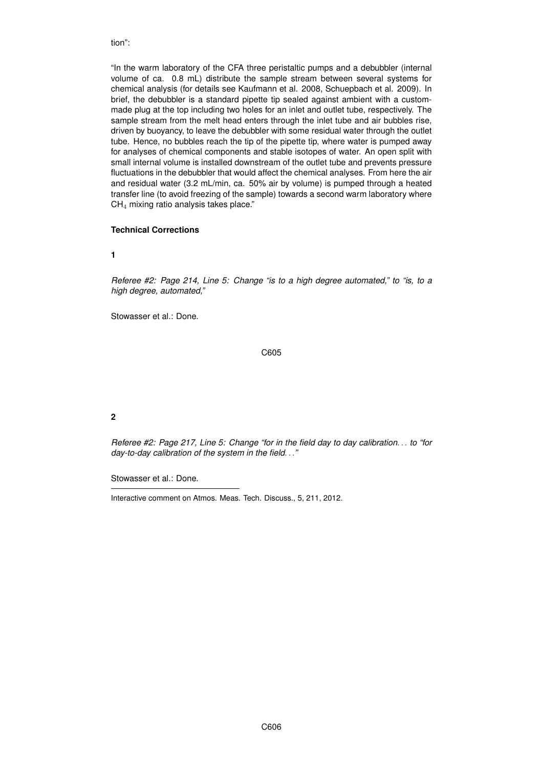tion":

"In the warm laboratory of the CFA three peristaltic pumps and a debubbler (internal volume of ca. 0.8 mL) distribute the sample stream between several systems for chemical analysis (for details see Kaufmann et al. 2008, Schuepbach et al. 2009). In brief, the debubbler is a standard pipette tip sealed against ambient with a custom-made plug at the top including two holes for an inlet and outlet tube, respectively. The sample stream from the melt head enters through the inlet tube and air bubbles rise, driven by buoyancy, to leave the debubbler with some residual water through the outlet tube. Hence, no bubbles reach the tip of the pipette tip, where water is pumped away for analyses of chemical components and stable isotopes of water. An open split with small internal volume is installed downstream of the outlet tube and prevents pressure fluctuations in the debubbler that would affect the chemical analyses. From here the air and residual water (3.2 mL/min, ca. 50% air by volume) is pumped through a heated transfer line (to avoid freezing of the sample) towards a second warm laboratory where $CH_4$ mixing ratio analysis takes place."

**Technical Corrections**

**1**

*Referee #2: Page 214, Line 5: Change "is to a high degree automated," to "is, to a high degree, automated,"*

Stowasser et al.: Done.

**2**

*Referee #2: Page 217, Line 5: Change "for in the field day to day calibration... to "for day-to-day calibration of the system in the field..."*

Stowasser et al.: Done.

---

Interactive comment on Atmos. Meas. Tech. Discuss., 5, 211, 2012.